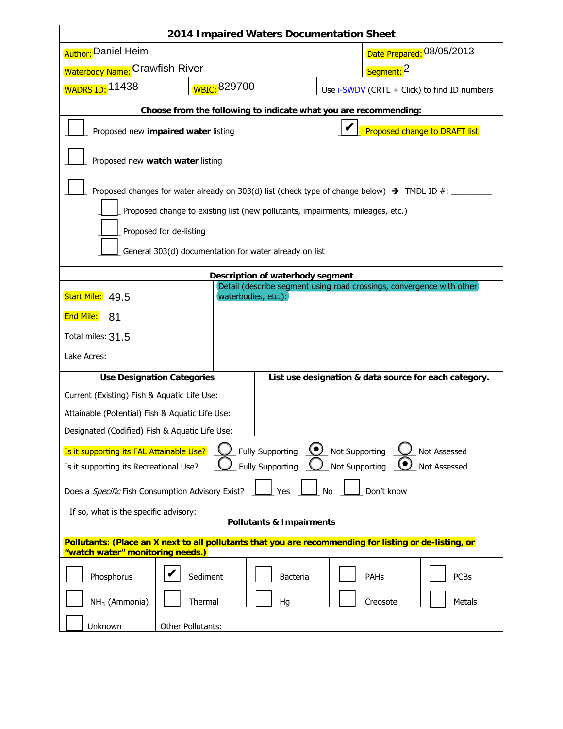# 2014 Impaired Waters Documentation Sheet

| | |
|---|---|
| Author: Daniel Heim | Date Prepared: 08/05/2013 |
| Waterbody Name: Crawfish River | Segment: 2 |
| WADRS ID: 11438 | WBIC: 829700 |

Use i-SWDV (CRTL + Click) to find ID numbers

**Choose from the following to indicate what you are recommending:**

- [ ] Proposed new **impaired water** listing
- [x] Proposed change to DRAFT list
- [ ] Proposed new **watch water** listing
- [ ] Proposed changes for water already on 303(d) list (check type of change below) → TMDL ID #: _________
  - [ ] Proposed change to existing list (new pollutants, impairments, mileages, etc.)
  - [ ] Proposed for de-listing
  - [ ] General 303(d) documentation for water already on list

**Description of waterbody segment**

| | |
|---|---|
| Start Mile: 49.5<br>End Mile: 81<br>Total miles: 31.5<br>Lake Acres: | Detail (describe segment using road crossings, convergence with other waterbodies, etc.): |

| Use Designation Categories | List use designation & data source for each category. |
|---|---|
| Current (Existing) Fish & Aquatic Life Use: | |
| Attainable (Potential) Fish & Aquatic Life Use: | |
| Designated (Codified) Fish & Aquatic Life Use: | |

Is it supporting its FAL Attainable Use? ○ Fully Supporting ◉ Not Supporting ○ Not Assessed

Is it supporting its Recreational Use? ○ Fully Supporting ○ Not Supporting ◉ Not Assessed

Does a *Specific* Fish Consumption Advisory Exist? ☐ Yes ☐ No ☐ Don't know

If so, what is the specific advisory:

**Pollutants & Impairments**

**Pollutants: (Place an X next to all pollutants that you are recommending for listing or de-listing, or "watch water" monitoring needs.)**

| | | | | |
|---|---|---|---|---|
| ☐ Phosphorus | ☑ Sediment | ☐ Bacteria | ☐ PAHs | ☐ PCBs |
| ☐ $NH_3$ (Ammonia) | ☐ Thermal | ☐ Hg | ☐ Creosote | ☐ Metals |
| ☐ Unknown | Other Pollutants: | | | |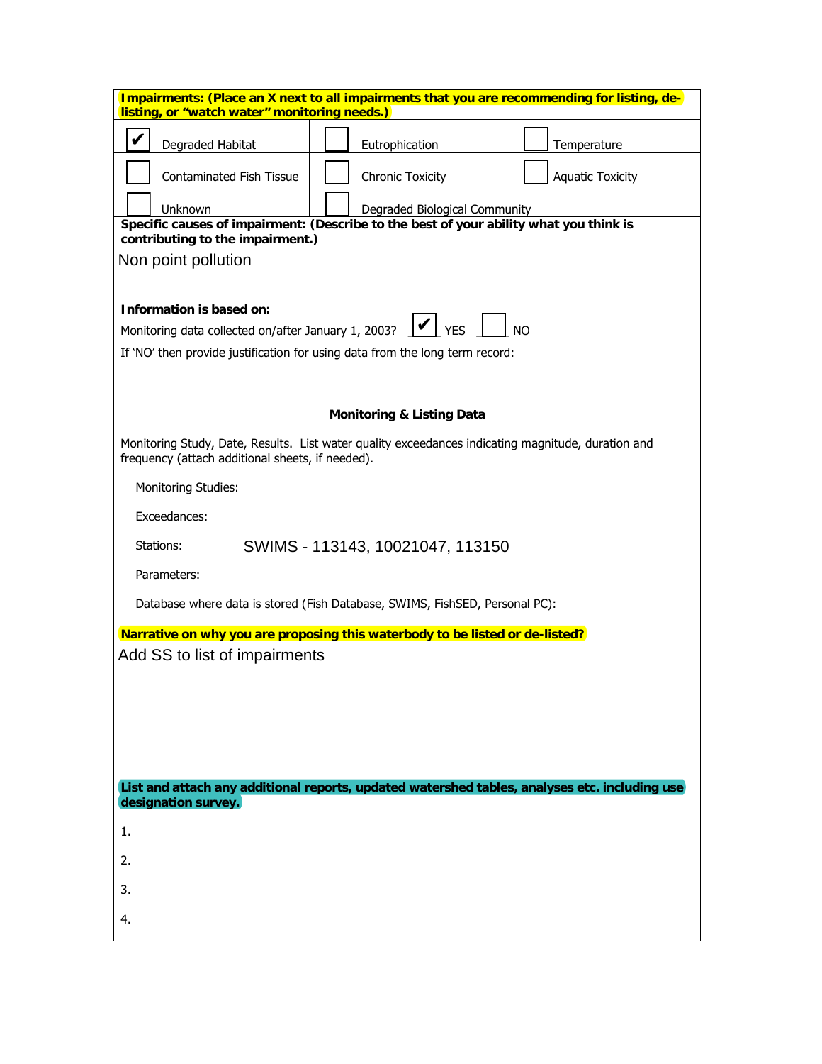**Impairments: (Place an X next to all impairments that you are recommending for listing, de-listing, or "watch water" monitoring needs.)**

| | | |
|---|---|---|
| ☑ Degraded Habitat | ☐ Eutrophication | ☐ Temperature |
| ☐ Contaminated Fish Tissue | ☐ Chronic Toxicity | ☐ Aquatic Toxicity |
| ☐ Unknown | ☐ Degraded Biological Community | |

**Specific causes of impairment: (Describe to the best of your ability what you think is contributing to the impairment.)**

Non point pollution

**Information is based on:**

Monitoring data collected on/after January 1, 2003? ☑ YES ☐ NO

If 'NO' then provide justification for using data from the long term record:

**Monitoring & Listing Data**

Monitoring Study, Date, Results. List water quality exceedances indicating magnitude, duration and frequency (attach additional sheets, if needed).

Monitoring Studies:

Exceedances:

Stations: SWIMS - 113143, 10021047, 113150

Parameters:

Database where data is stored (Fish Database, SWIMS, FishSED, Personal PC):

**Narrative on why you are proposing this waterbody to be listed or de-listed?**

Add SS to list of impairments

**List and attach any additional reports, updated watershed tables, analyses etc. including use designation survey.**

1.

2.

3.

4.